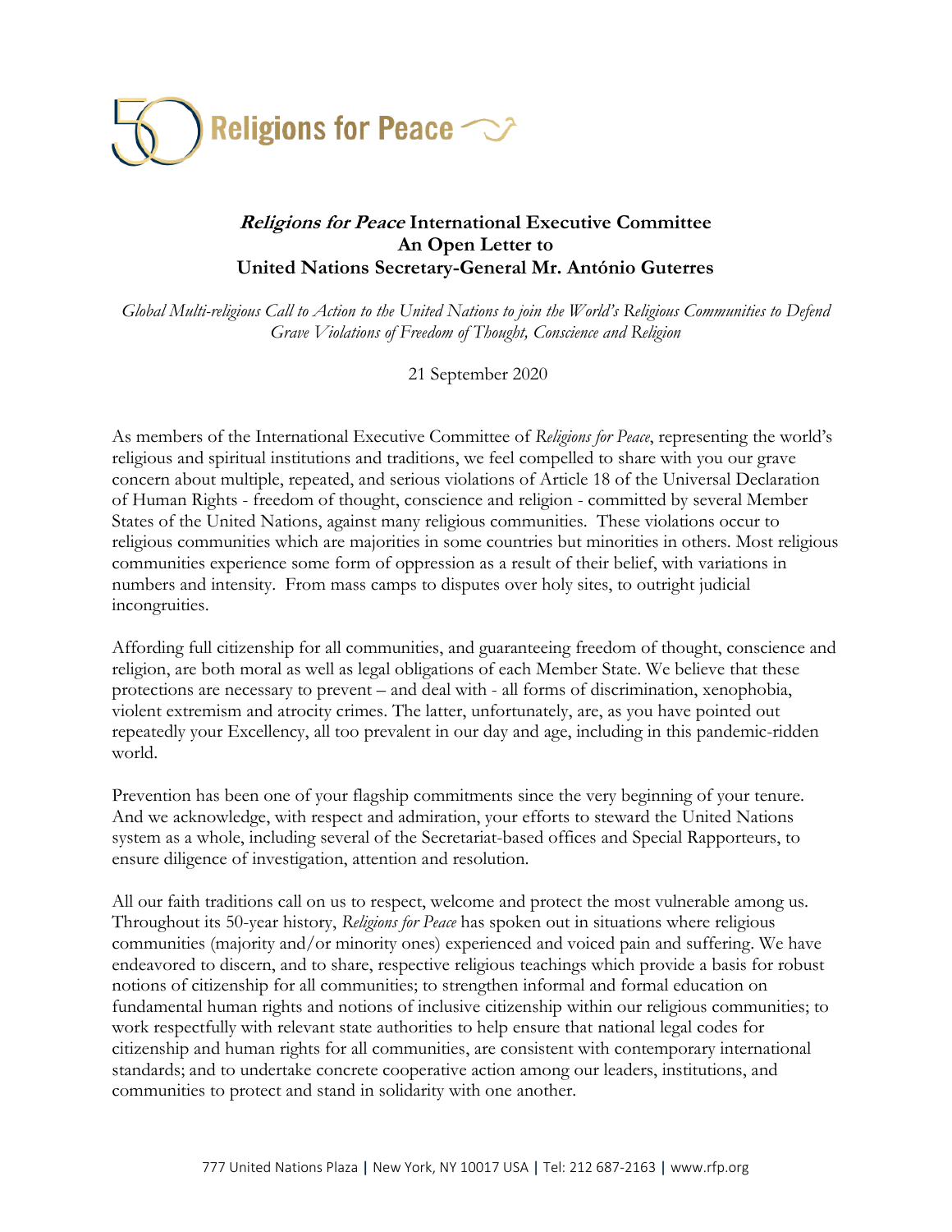Religions for Peace

## *Religions for Peace* International Executive Committee
## An Open Letter to
## United Nations Secretary-General Mr. António Guterres

*Global Multi-religious Call to Action to the United Nations to join the World's Religious Communities to Defend Grave Violations of Freedom of Thought, Conscience and Religion*

21 September 2020

As members of the International Executive Committee of *Religions for Peace*, representing the world's religious and spiritual institutions and traditions, we feel compelled to share with you our grave concern about multiple, repeated, and serious violations of Article 18 of the Universal Declaration of Human Rights - freedom of thought, conscience and religion - committed by several Member States of the United Nations, against many religious communities. These violations occur to religious communities which are majorities in some countries but minorities in others. Most religious communities experience some form of oppression as a result of their belief, with variations in numbers and intensity. From mass camps to disputes over holy sites, to outright judicial incongruities.

Affording full citizenship for all communities, and guaranteeing freedom of thought, conscience and religion, are both moral as well as legal obligations of each Member State. We believe that these protections are necessary to prevent – and deal with - all forms of discrimination, xenophobia, violent extremism and atrocity crimes. The latter, unfortunately, are, as you have pointed out repeatedly your Excellency, all too prevalent in our day and age, including in this pandemic-ridden world.

Prevention has been one of your flagship commitments since the very beginning of your tenure. And we acknowledge, with respect and admiration, your efforts to steward the United Nations system as a whole, including several of the Secretariat-based offices and Special Rapporteurs, to ensure diligence of investigation, attention and resolution.

All our faith traditions call on us to respect, welcome and protect the most vulnerable among us. Throughout its 50-year history, *Religions for Peace* has spoken out in situations where religious communities (majority and/or minority ones) experienced and voiced pain and suffering. We have endeavored to discern, and to share, respective religious teachings which provide a basis for robust notions of citizenship for all communities; to strengthen informal and formal education on fundamental human rights and notions of inclusive citizenship within our religious communities; to work respectfully with relevant state authorities to help ensure that national legal codes for citizenship and human rights for all communities, are consistent with contemporary international standards; and to undertake concrete cooperative action among our leaders, institutions, and communities to protect and stand in solidarity with one another.

777 United Nations Plaza | New York, NY 10017 USA | Tel: 212 687-2163 | www.rfp.org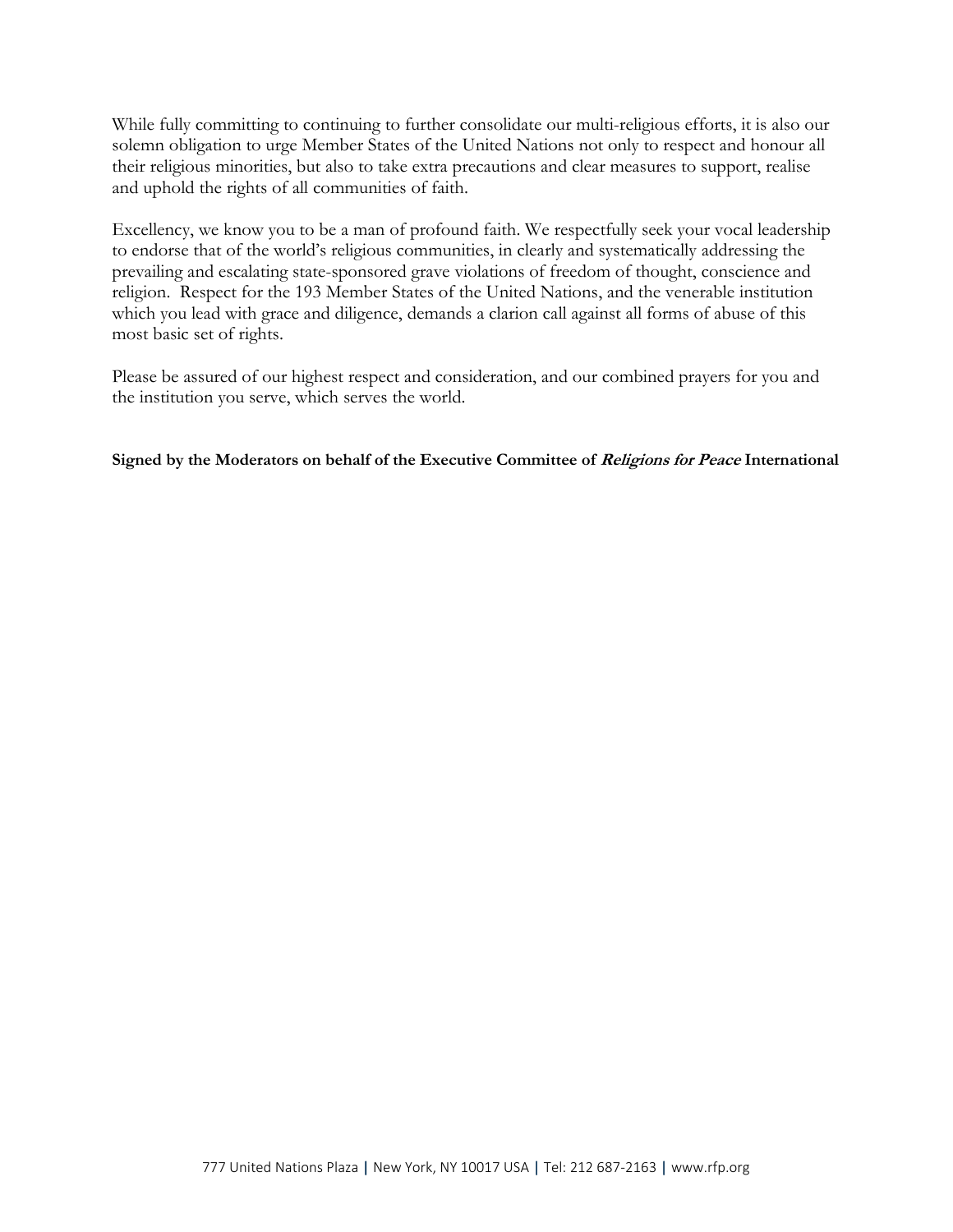While fully committing to continuing to further consolidate our multi-religious efforts, it is also our solemn obligation to urge Member States of the United Nations not only to respect and honour all their religious minorities, but also to take extra precautions and clear measures to support, realise and uphold the rights of all communities of faith.

Excellency, we know you to be a man of profound faith. We respectfully seek your vocal leadership to endorse that of the world's religious communities, in clearly and systematically addressing the prevailing and escalating state-sponsored grave violations of freedom of thought, conscience and religion. Respect for the 193 Member States of the United Nations, and the venerable institution which you lead with grace and diligence, demands a clarion call against all forms of abuse of this most basic set of rights.

Please be assured of our highest respect and consideration, and our combined prayers for you and the institution you serve, which serves the world.

**Signed by the Moderators on behalf of the Executive Committee of *Religions for Peace* International**

777 United Nations Plaza | New York, NY 10017 USA | Tel: 212 687-2163 | www.rfp.org